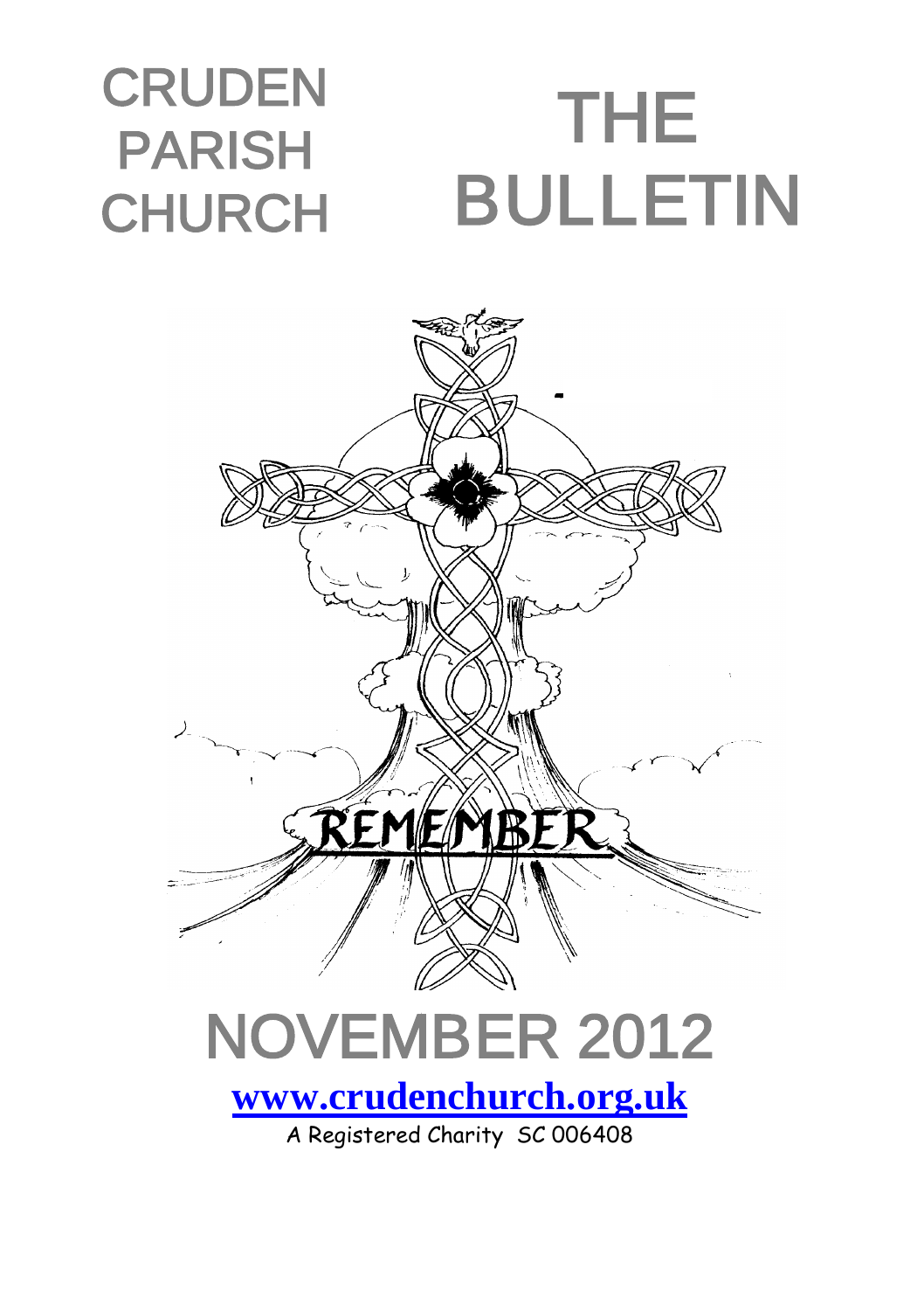# CRUDEN PARISH CHURCH

# THE BULLETIN

REMEMBER

# NOVEMBER 2012

**[www.crudenchurch.org.uk](http://www.crudenchurch.org.uk)**

A Registered Charity SC 006408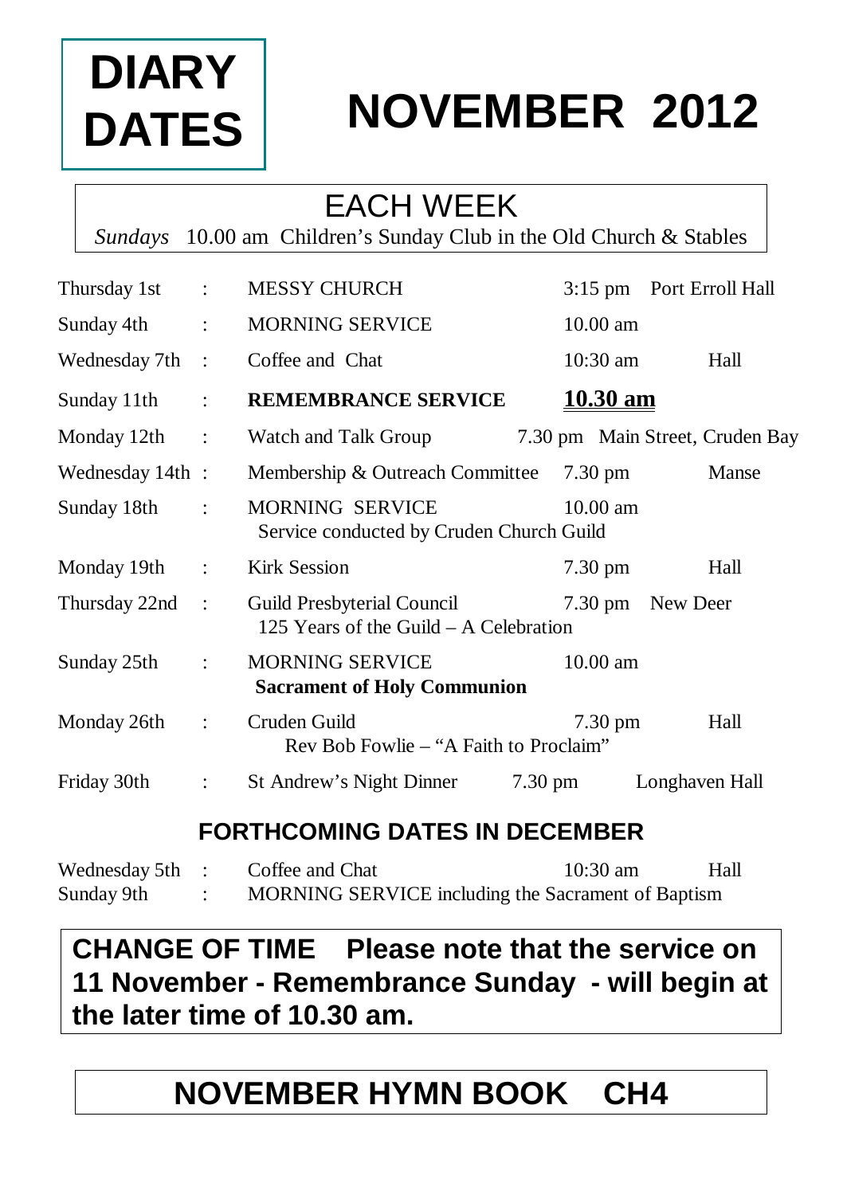# DIARY DATES

# NOVEMBER 2012

## EACH WEEK

*Sundays* 10.00 am Children's Sunday Club in the Old Church & Stables

| Date | | Event | Time | Venue |
|---|---|---|---|---|
| Thursday 1st | : | MESSY CHURCH | 3:15 pm | Port Erroll Hall |
| Sunday 4th | : | MORNING SERVICE | 10.00 am | |
| Wednesday 7th | : | Coffee and Chat | 10:30 am | Hall |
| Sunday 11th | : | **REMEMBRANCE SERVICE** | **<u>10.30 am</u>** | |
| Monday 12th | : | Watch and Talk Group | 7.30 pm | Main Street, Cruden Bay |
| Wednesday 14th | : | Membership & Outreach Committee | 7.30 pm | Manse |
| Sunday 18th | : | MORNING SERVICE<br>Service conducted by Cruden Church Guild | 10.00 am | |
| Monday 19th | : | Kirk Session | 7.30 pm | Hall |
| Thursday 22nd | : | Guild Presbyterial Council<br>125 Years of the Guild – A Celebration | 7.30 pm | New Deer |
| Sunday 25th | : | MORNING SERVICE<br>**Sacrament of Holy Communion** | 10.00 am | |
| Monday 26th | : | Cruden Guild<br>Rev Bob Fowlie – "A Faith to Proclaim" | 7.30 pm | Hall |
| Friday 30th | : | St Andrew's Night Dinner | 7.30 pm | Longhaven Hall |

## FORTHCOMING DATES IN DECEMBER

| Date | | Event | Time | Venue |
|---|---|---|---|---|
| Wednesday 5th | : | Coffee and Chat | 10:30 am | Hall |
| Sunday 9th | : | MORNING SERVICE including the Sacrament of Baptism | | |

**CHANGE OF TIME Please note that the service on 11 November - Remembrance Sunday - will begin at the later time of 10.30 am.**

## NOVEMBER HYMN BOOK CH4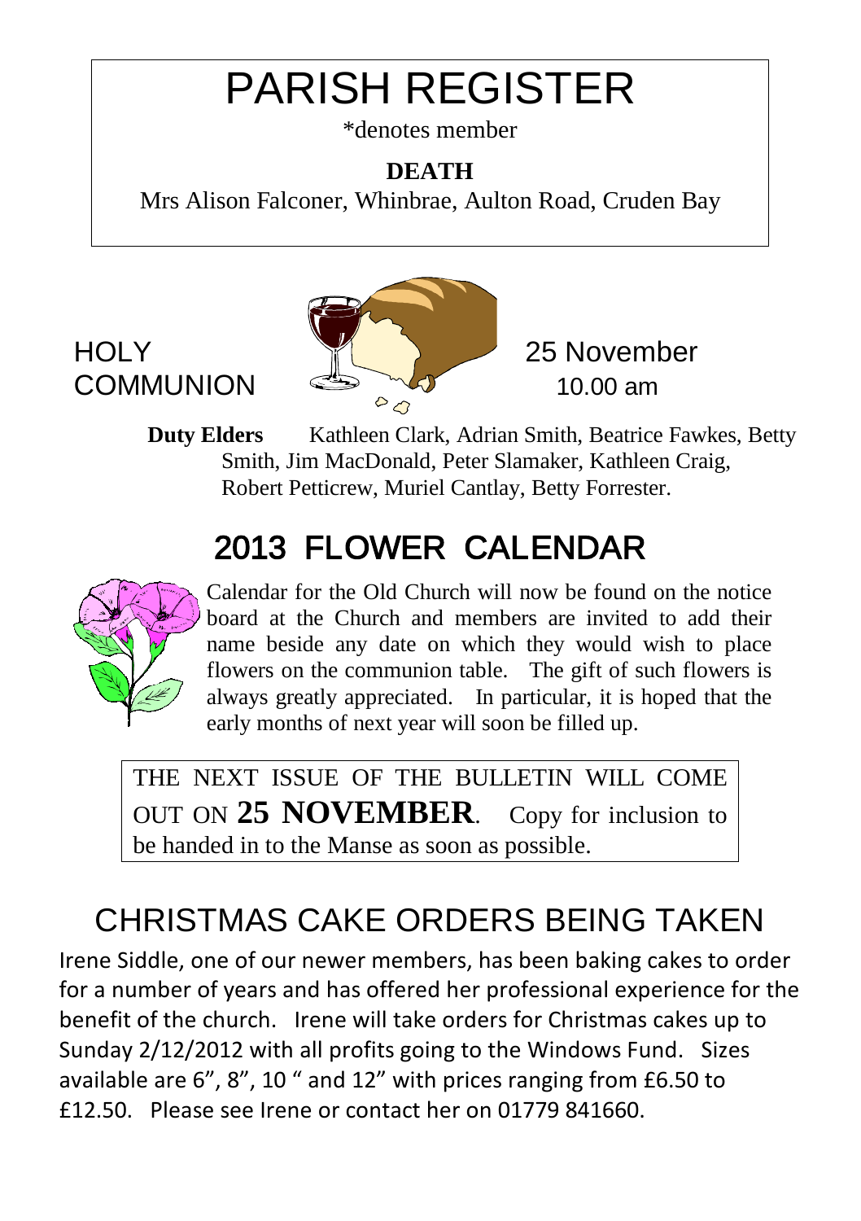# PARISH REGISTER

*denotes member

**DEATH**

Mrs Alison Falconer, Whinbrae, Aulton Road, Cruden Bay

## HOLY COMMUNION

25 November
10.00 am

**Duty Elders** Kathleen Clark, Adrian Smith, Beatrice Fawkes, Betty Smith, Jim MacDonald, Peter Slamaker, Kathleen Craig, Robert Petticrew, Muriel Cantlay, Betty Forrester.

## 2013 FLOWER CALENDAR

Calendar for the Old Church will now be found on the notice board at the Church and members are invited to add their name beside any date on which they would wish to place flowers on the communion table. The gift of such flowers is always greatly appreciated. In particular, it is hoped that the early months of next year will soon be filled up.

THE NEXT ISSUE OF THE BULLETIN WILL COME OUT ON **25 NOVEMBER**. Copy for inclusion to be handed in to the Manse as soon as possible.

## CHRISTMAS CAKE ORDERS BEING TAKEN

Irene Siddle, one of our newer members, has been baking cakes to order for a number of years and has offered her professional experience for the benefit of the church. Irene will take orders for Christmas cakes up to Sunday 2/12/2012 with all profits going to the Windows Fund. Sizes available are 6", 8", 10 " and 12" with prices ranging from £6.50 to £12.50. Please see Irene or contact her on 01779 841660.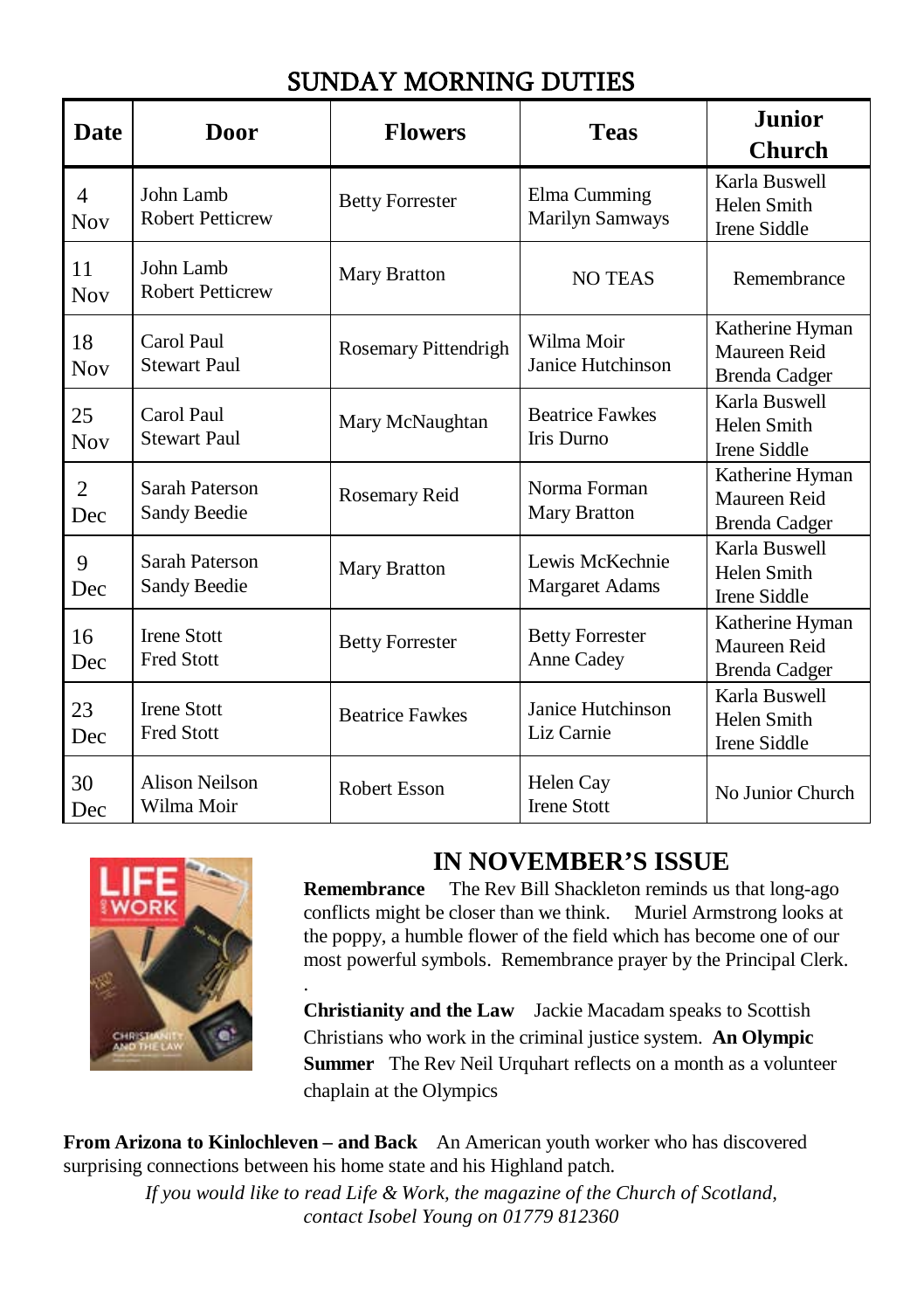## SUNDAY MORNING DUTIES

| Date | Door | Flowers | Teas | Junior Church |
|---|---|---|---|---|
| 4 Nov | John Lamb<br>Robert Petticrew | Betty Forrester | Elma Cumming<br>Marilyn Samways | Karla Buswell<br>Helen Smith<br>Irene Siddle |
| 11 Nov | John Lamb<br>Robert Petticrew | Mary Bratton | NO TEAS | Remembrance |
| 18 Nov | Carol Paul<br>Stewart Paul | Rosemary Pittendrigh | Wilma Moir<br>Janice Hutchinson | Katherine Hyman<br>Maureen Reid<br>Brenda Cadger |
| 25 Nov | Carol Paul<br>Stewart Paul | Mary McNaughtan | Beatrice Fawkes<br>Iris Durno | Karla Buswell<br>Helen Smith<br>Irene Siddle |
| 2 Dec | Sarah Paterson<br>Sandy Beedie | Rosemary Reid | Norma Forman<br>Mary Bratton | Katherine Hyman<br>Maureen Reid<br>Brenda Cadger |
| 9 Dec | Sarah Paterson<br>Sandy Beedie | Mary Bratton | Lewis McKechnie<br>Margaret Adams | Karla Buswell<br>Helen Smith<br>Irene Siddle |
| 16 Dec | Irene Stott<br>Fred Stott | Betty Forrester | Betty Forrester<br>Anne Cadey | Katherine Hyman<br>Maureen Reid<br>Brenda Cadger |
| 23 Dec | Irene Stott<br>Fred Stott | Beatrice Fawkes | Janice Hutchinson<br>Liz Carnie | Karla Buswell<br>Helen Smith<br>Irene Siddle |
| 30 Dec | Alison Neilson<br>Wilma Moir | Robert Esson | Helen Cay<br>Irene Stott | No Junior Church |

## IN NOVEMBER'S ISSUE

**Remembrance** The Rev Bill Shackleton reminds us that long-ago conflicts might be closer than we think. Muriel Armstrong looks at the poppy, a humble flower of the field which has become one of our most powerful symbols. Remembrance prayer by the Principal Clerk.

**Christianity and the Law** Jackie Macadam speaks to Scottish Christians who work in the criminal justice system. **An Olympic Summer** The Rev Neil Urquhart reflects on a month as a volunteer chaplain at the Olympics

**From Arizona to Kinlochleven – and Back** An American youth worker who has discovered surprising connections between his home state and his Highland patch.

*If you would like to read Life & Work, the magazine of the Church of Scotland, contact Isobel Young on 01779 812360*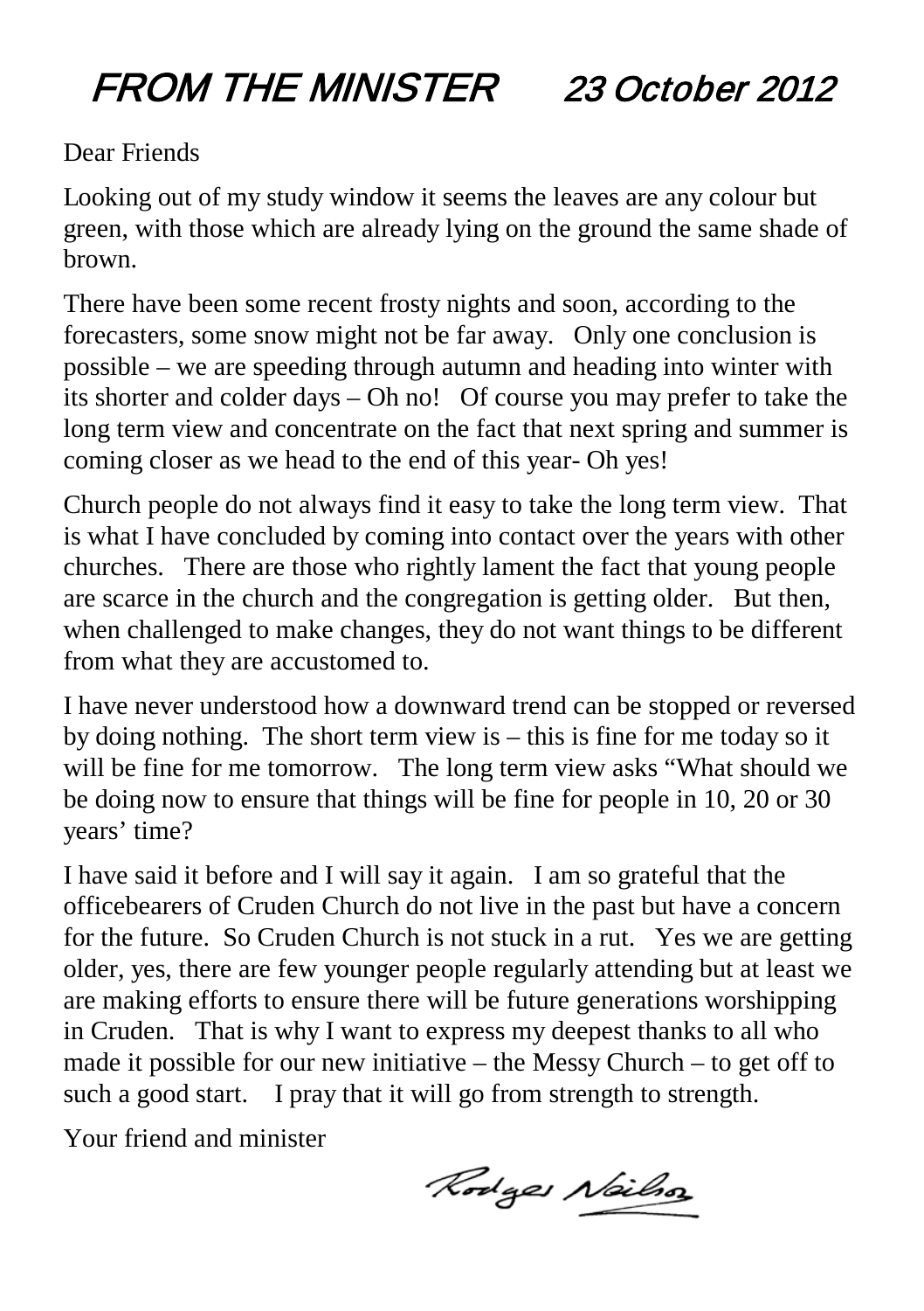# FROM THE MINISTER 23 October 2012

Dear Friends

Looking out of my study window it seems the leaves are any colour but green, with those which are already lying on the ground the same shade of brown.

There have been some recent frosty nights and soon, according to the forecasters, some snow might not be far away. Only one conclusion is possible – we are speeding through autumn and heading into winter with its shorter and colder days – Oh no! Of course you may prefer to take the long term view and concentrate on the fact that next spring and summer is coming closer as we head to the end of this year- Oh yes!

Church people do not always find it easy to take the long term view. That is what I have concluded by coming into contact over the years with other churches. There are those who rightly lament the fact that young people are scarce in the church and the congregation is getting older. But then, when challenged to make changes, they do not want things to be different from what they are accustomed to.

I have never understood how a downward trend can be stopped or reversed by doing nothing. The short term view is – this is fine for me today so it will be fine for me tomorrow. The long term view asks "What should we be doing now to ensure that things will be fine for people in 10, 20 or 30 years' time?

I have said it before and I will say it again. I am so grateful that the officebearers of Cruden Church do not live in the past but have a concern for the future. So Cruden Church is not stuck in a rut. Yes we are getting older, yes, there are few younger people regularly attending but at least we are making efforts to ensure there will be future generations worshipping in Cruden. That is why I want to express my deepest thanks to all who made it possible for our new initiative – the Messy Church – to get off to such a good start. I pray that it will go from strength to strength.

Your friend and minister

Rodger Neilson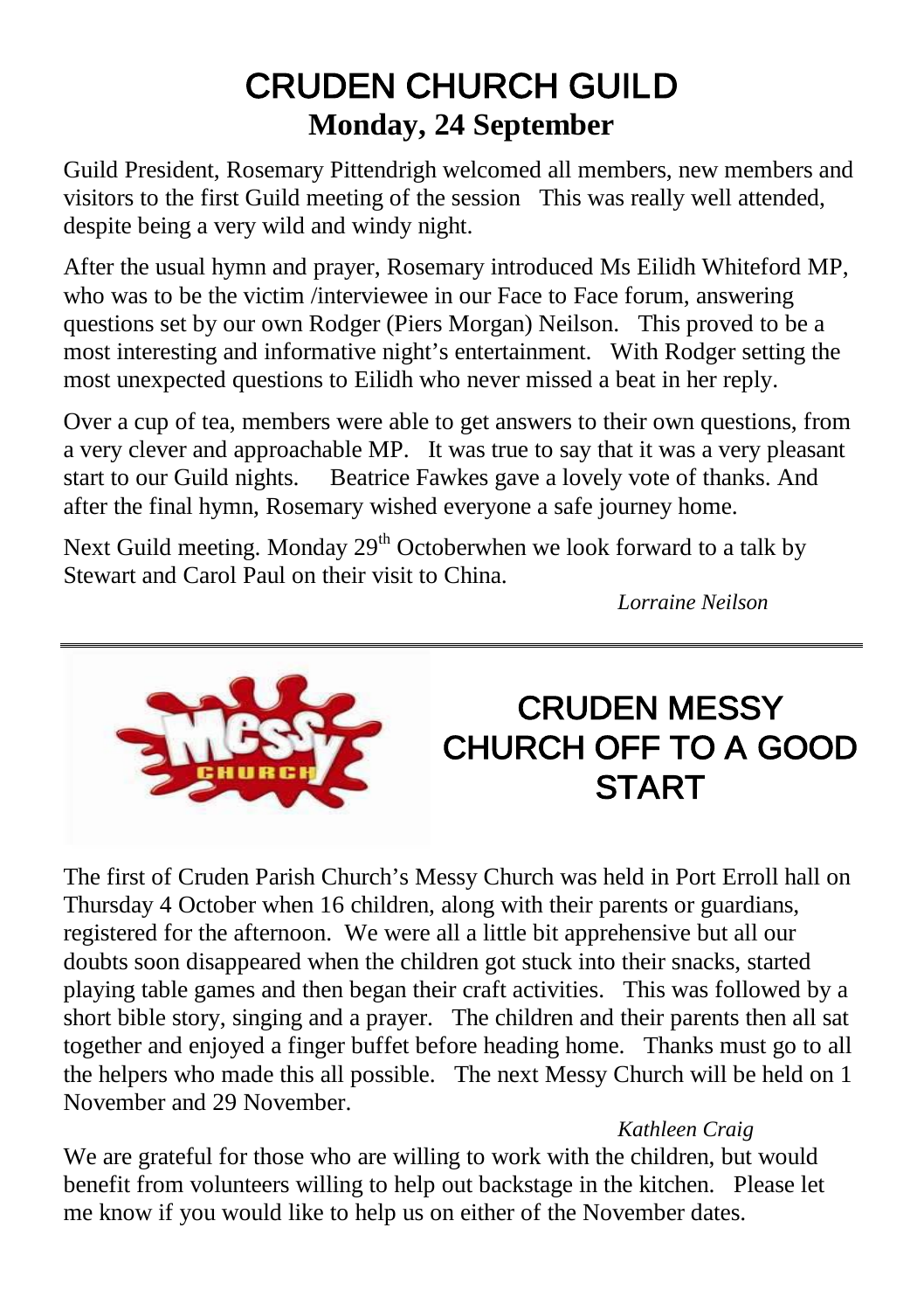# CRUDEN CHURCH GUILD

## Monday, 24 September

Guild President, Rosemary Pittendrigh welcomed all members, new members and visitors to the first Guild meeting of the session This was really well attended, despite being a very wild and windy night.

After the usual hymn and prayer, Rosemary introduced Ms Eilidh Whiteford MP, who was to be the victim /interviewee in our Face to Face forum, answering questions set by our own Rodger (Piers Morgan) Neilson. This proved to be a most interesting and informative night's entertainment. With Rodger setting the most unexpected questions to Eilidh who never missed a beat in her reply.

Over a cup of tea, members were able to get answers to their own questions, from a very clever and approachable MP. It was true to say that it was a very pleasant start to our Guild nights. Beatrice Fawkes gave a lovely vote of thanks. And after the final hymn, Rosemary wished everyone a safe journey home.

Next Guild meeting. Monday 29th Octoberwhen we look forward to a talk by Stewart and Carol Paul on their visit to China.

*Lorraine Neilson*

---

# CRUDEN MESSY CHURCH OFF TO A GOOD START

The first of Cruden Parish Church's Messy Church was held in Port Erroll hall on Thursday 4 October when 16 children, along with their parents or guardians, registered for the afternoon. We were all a little bit apprehensive but all our doubts soon disappeared when the children got stuck into their snacks, started playing table games and then began their craft activities. This was followed by a short bible story, singing and a prayer. The children and their parents then all sat together and enjoyed a finger buffet before heading home. Thanks must go to all the helpers who made this all possible. The next Messy Church will be held on 1 November and 29 November.

*Kathleen Craig*

We are grateful for those who are willing to work with the children, but would benefit from volunteers willing to help out backstage in the kitchen. Please let me know if you would like to help us on either of the November dates.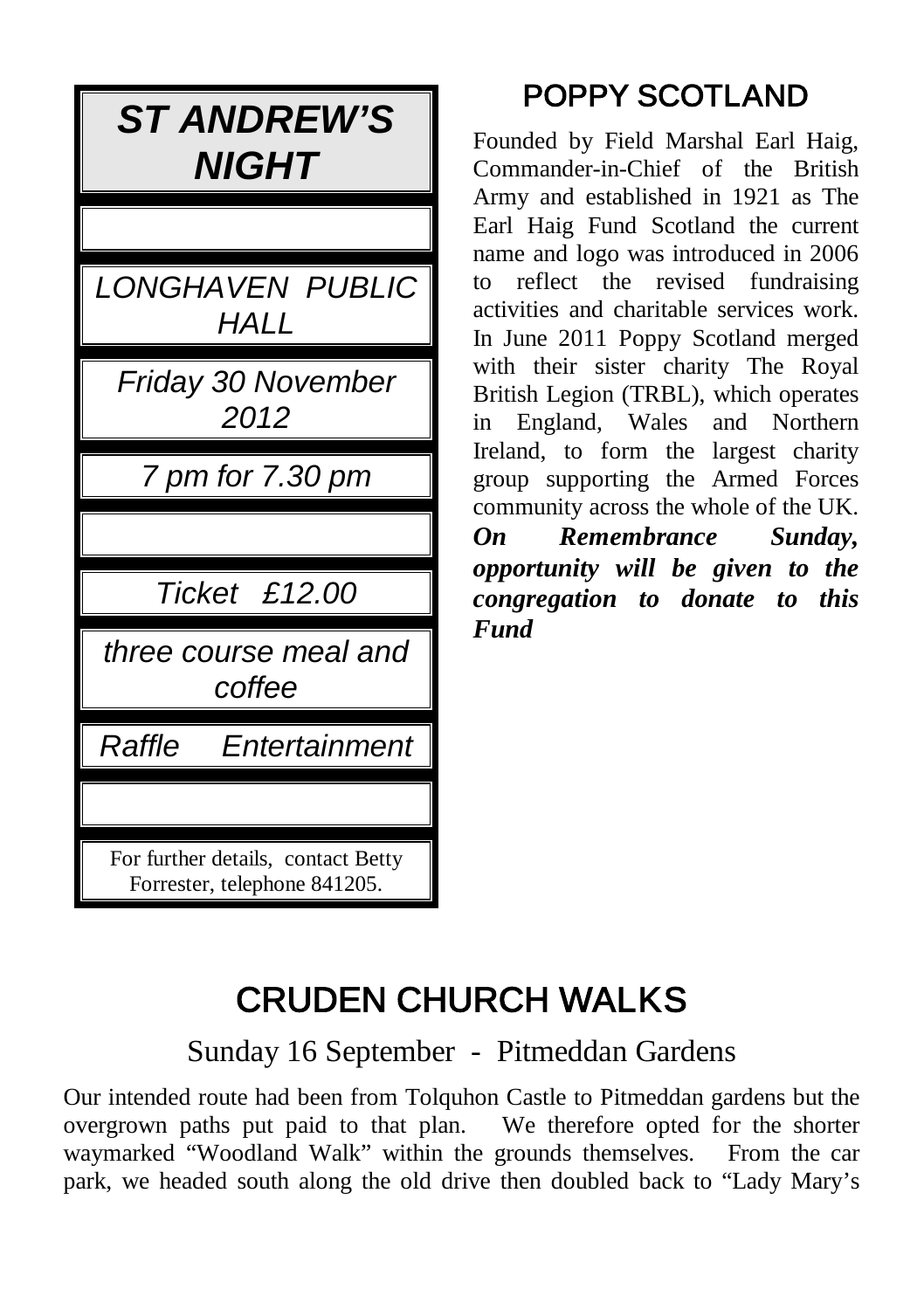## *ST ANDREW'S NIGHT*

*LONGHAVEN PUBLIC HALL*

*Friday 30 November 2012*

*7 pm for 7.30 pm*

*Ticket £12.00*

*three course meal and coffee*

*Raffle Entertainment*

For further details, contact Betty Forrester, telephone 841205.

## POPPY SCOTLAND

Founded by Field Marshal Earl Haig, Commander-in-Chief of the British Army and established in 1921 as The Earl Haig Fund Scotland the current name and logo was introduced in 2006 to reflect the revised fundraising activities and charitable services work. In June 2011 Poppy Scotland merged with their sister charity The Royal British Legion (TRBL), which operates in England, Wales and Northern Ireland, to form the largest charity group supporting the Armed Forces community across the whole of the UK. ***On Remembrance Sunday, opportunity will be given to the congregation to donate to this Fund***

# CRUDEN CHURCH WALKS

### Sunday 16 September - Pitmeddan Gardens

Our intended route had been from Tolquhon Castle to Pitmeddan gardens but the overgrown paths put paid to that plan. We therefore opted for the shorter waymarked "Woodland Walk" within the grounds themselves. From the car park, we headed south along the old drive then doubled back to "Lady Mary's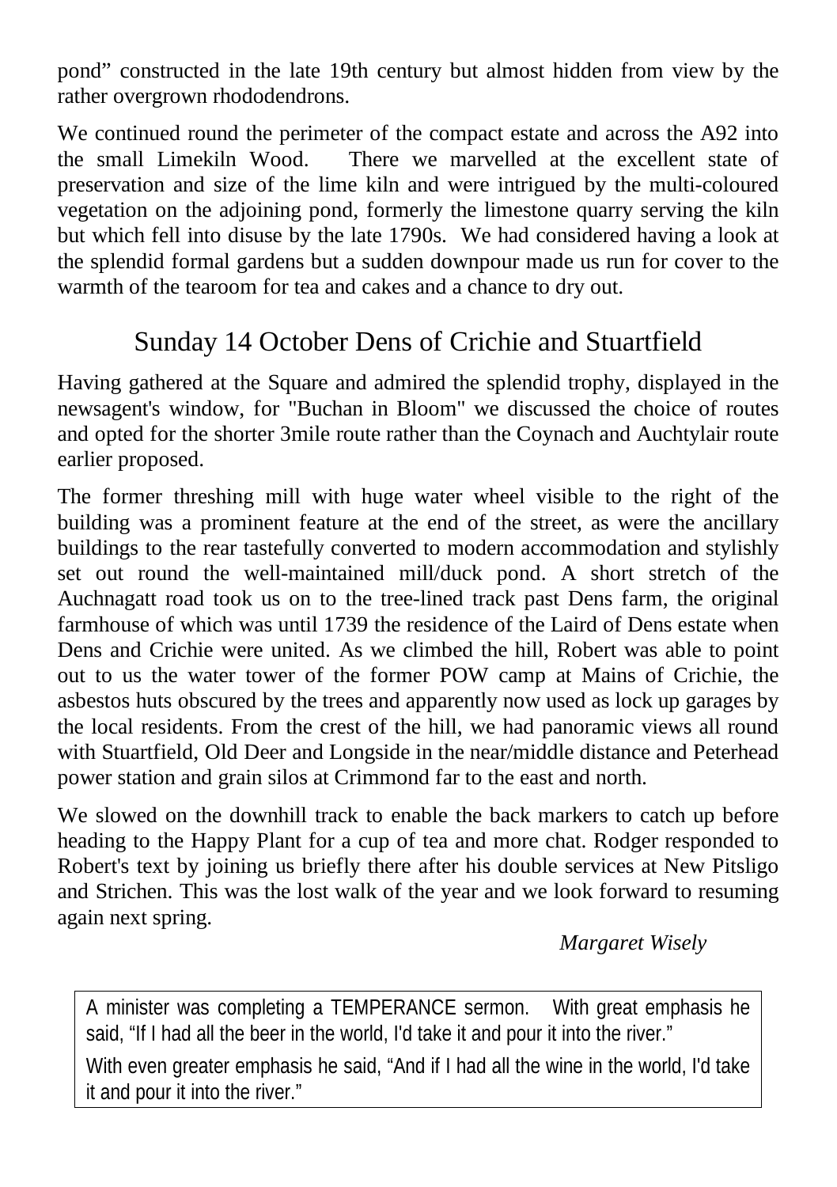pond" constructed in the late 19th century but almost hidden from view by the rather overgrown rhododendrons.

We continued round the perimeter of the compact estate and across the A92 into the small Limekiln Wood. There we marvelled at the excellent state of preservation and size of the lime kiln and were intrigued by the multi-coloured vegetation on the adjoining pond, formerly the limestone quarry serving the kiln but which fell into disuse by the late 1790s. We had considered having a look at the splendid formal gardens but a sudden downpour made us run for cover to the warmth of the tearoom for tea and cakes and a chance to dry out.

## Sunday 14 October Dens of Crichie and Stuartfield

Having gathered at the Square and admired the splendid trophy, displayed in the newsagent's window, for "Buchan in Bloom" we discussed the choice of routes and opted for the shorter 3mile route rather than the Coynach and Auchtylair route earlier proposed.

The former threshing mill with huge water wheel visible to the right of the building was a prominent feature at the end of the street, as were the ancillary buildings to the rear tastefully converted to modern accommodation and stylishly set out round the well-maintained mill/duck pond. A short stretch of the Auchnagatt road took us on to the tree-lined track past Dens farm, the original farmhouse of which was until 1739 the residence of the Laird of Dens estate when Dens and Crichie were united. As we climbed the hill, Robert was able to point out to us the water tower of the former POW camp at Mains of Crichie, the asbestos huts obscured by the trees and apparently now used as lock up garages by the local residents. From the crest of the hill, we had panoramic views all round with Stuartfield, Old Deer and Longside in the near/middle distance and Peterhead power station and grain silos at Crimmond far to the east and north.

We slowed on the downhill track to enable the back markers to catch up before heading to the Happy Plant for a cup of tea and more chat. Rodger responded to Robert's text by joining us briefly there after his double services at New Pitsligo and Strichen. This was the lost walk of the year and we look forward to resuming again next spring.

*Margaret Wisely*

A minister was completing a TEMPERANCE sermon. With great emphasis he said, "If I had all the beer in the world, I'd take it and pour it into the river."

With even greater emphasis he said, "And if I had all the wine in the world, I'd take it and pour it into the river."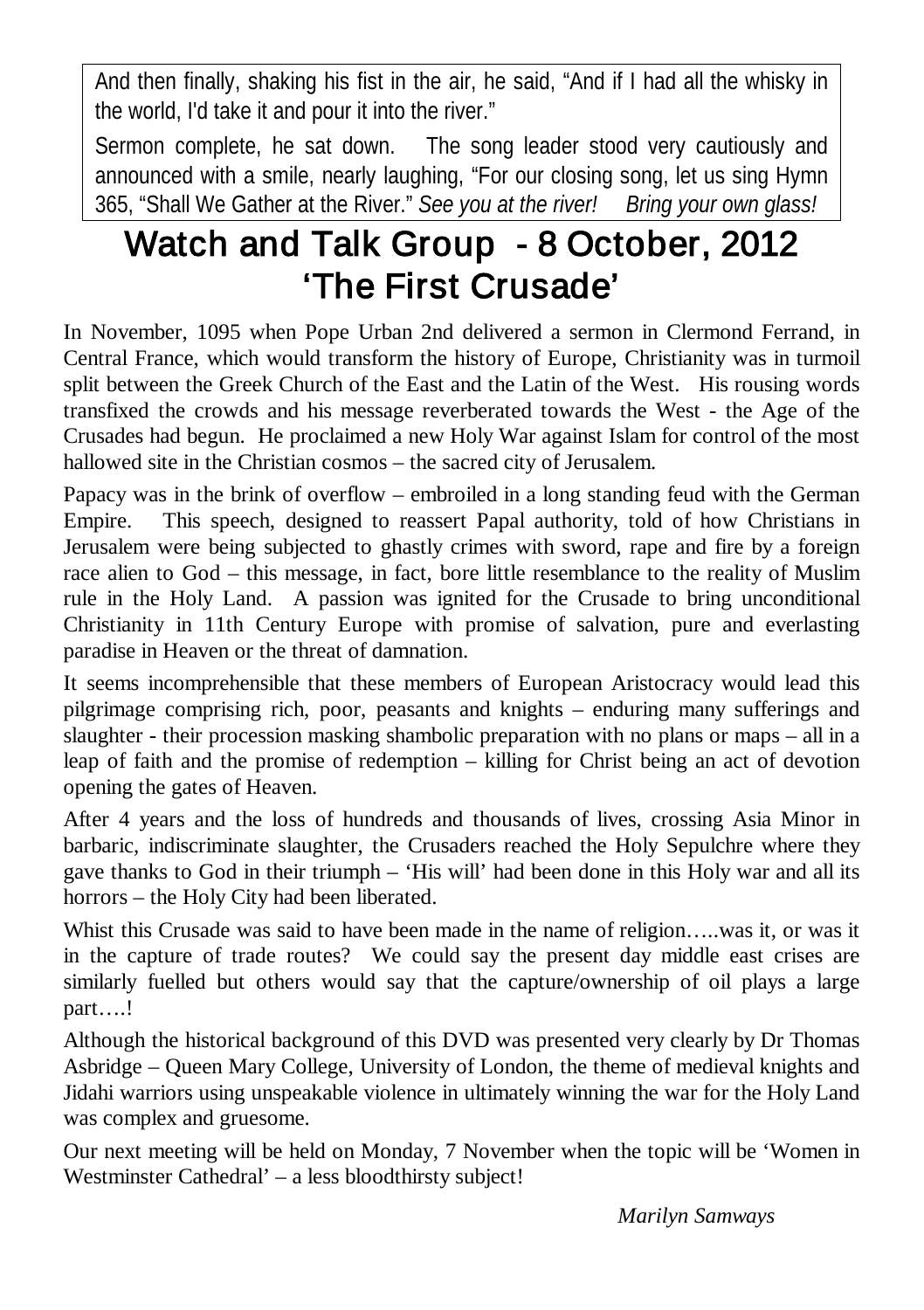And then finally, shaking his fist in the air, he said, “And if I had all the whisky in the world, I'd take it and pour it into the river.”

Sermon complete, he sat down. The song leader stood very cautiously and announced with a smile, nearly laughing, “For our closing song, let us sing Hymn 365, “Shall We Gather at the River.” *See you at the river! Bring your own glass!*

# Watch and Talk Group - 8 October, 2012
# ‘The First Crusade’

In November, 1095 when Pope Urban 2nd delivered a sermon in Clermond Ferrand, in Central France, which would transform the history of Europe, Christianity was in turmoil split between the Greek Church of the East and the Latin of the West. His rousing words transfixed the crowds and his message reverberated towards the West - the Age of the Crusades had begun. He proclaimed a new Holy War against Islam for control of the most hallowed site in the Christian cosmos – the sacred city of Jerusalem.

Papacy was in the brink of overflow – embroiled in a long standing feud with the German Empire. This speech, designed to reassert Papal authority, told of how Christians in Jerusalem were being subjected to ghastly crimes with sword, rape and fire by a foreign race alien to God – this message, in fact, bore little resemblance to the reality of Muslim rule in the Holy Land. A passion was ignited for the Crusade to bring unconditional Christianity in 11th Century Europe with promise of salvation, pure and everlasting paradise in Heaven or the threat of damnation.

It seems incomprehensible that these members of European Aristocracy would lead this pilgrimage comprising rich, poor, peasants and knights – enduring many sufferings and slaughter - their procession masking shambolic preparation with no plans or maps – all in a leap of faith and the promise of redemption – killing for Christ being an act of devotion opening the gates of Heaven.

After 4 years and the loss of hundreds and thousands of lives, crossing Asia Minor in barbaric, indiscriminate slaughter, the Crusaders reached the Holy Sepulchre where they gave thanks to God in their triumph – ‘His will’ had been done in this Holy war and all its horrors – the Holy City had been liberated.

Whist this Crusade was said to have been made in the name of religion…..was it, or was it in the capture of trade routes? We could say the present day middle east crises are similarly fuelled but others would say that the capture/ownership of oil plays a large part….!

Although the historical background of this DVD was presented very clearly by Dr Thomas Asbridge – Queen Mary College, University of London, the theme of medieval knights and Jidahi warriors using unspeakable violence in ultimately winning the war for the Holy Land was complex and gruesome.

Our next meeting will be held on Monday, 7 November when the topic will be ‘Women in Westminster Cathedral’ – a less bloodthirsty subject!

*Marilyn Samways*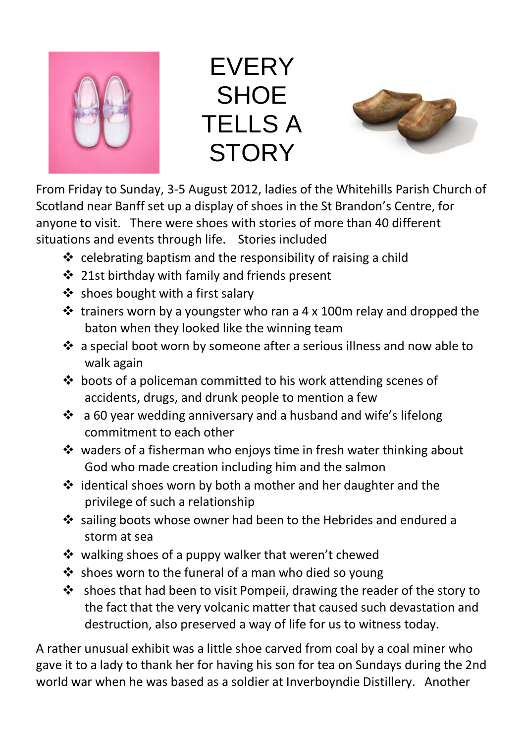# EVERY SHOE TELLS A STORY

From Friday to Sunday, 3-5 August 2012, ladies of the Whitehills Parish Church of Scotland near Banff set up a display of shoes in the St Brandon's Centre, for anyone to visit. There were shoes with stories of more than 40 different situations and events through life. Stories included

- celebrating baptism and the responsibility of raising a child
- 21st birthday with family and friends present
- shoes bought with a first salary
- trainers worn by a youngster who ran a 4 x 100m relay and dropped the baton when they looked like the winning team
- a special boot worn by someone after a serious illness and now able to walk again
- boots of a policeman committed to his work attending scenes of accidents, drugs, and drunk people to mention a few
- a 60 year wedding anniversary and a husband and wife's lifelong commitment to each other
- waders of a fisherman who enjoys time in fresh water thinking about God who made creation including him and the salmon
- identical shoes worn by both a mother and her daughter and the privilege of such a relationship
- sailing boots whose owner had been to the Hebrides and endured a storm at sea
- walking shoes of a puppy walker that weren't chewed
- shoes worn to the funeral of a man who died so young
- shoes that had been to visit Pompeii, drawing the reader of the story to the fact that the very volcanic matter that caused such devastation and destruction, also preserved a way of life for us to witness today.

A rather unusual exhibit was a little shoe carved from coal by a coal miner who gave it to a lady to thank her for having his son for tea on Sundays during the 2nd world war when he was based as a soldier at Inverboyndie Distillery. Another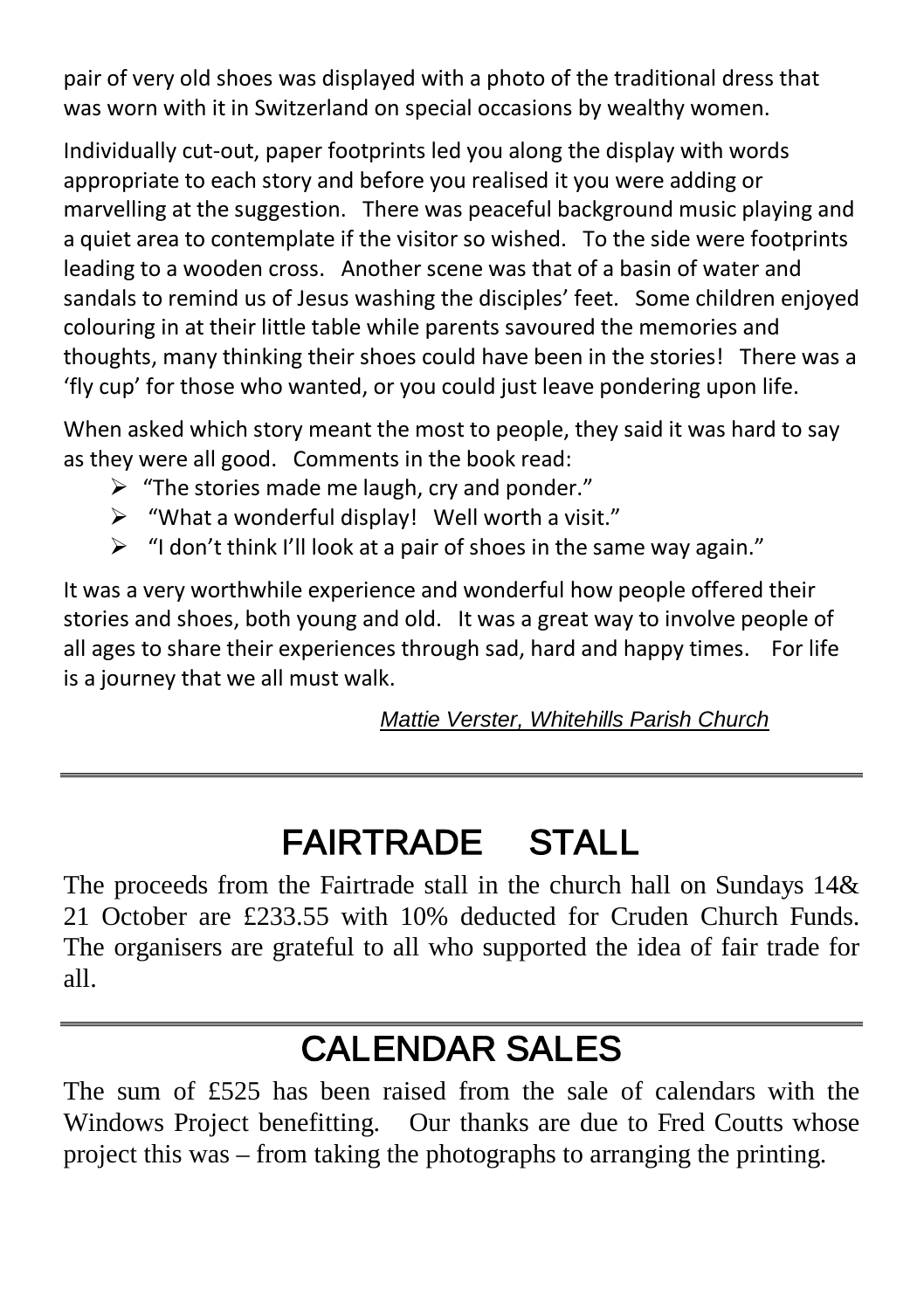pair of very old shoes was displayed with a photo of the traditional dress that was worn with it in Switzerland on special occasions by wealthy women.

Individually cut-out, paper footprints led you along the display with words appropriate to each story and before you realised it you were adding or marvelling at the suggestion. There was peaceful background music playing and a quiet area to contemplate if the visitor so wished. To the side were footprints leading to a wooden cross. Another scene was that of a basin of water and sandals to remind us of Jesus washing the disciples' feet. Some children enjoyed colouring in at their little table while parents savoured the memories and thoughts, many thinking their shoes could have been in the stories! There was a 'fly cup' for those who wanted, or you could just leave pondering upon life.

When asked which story meant the most to people, they said it was hard to say as they were all good. Comments in the book read:

- "The stories made me laugh, cry and ponder."
- "What a wonderful display! Well worth a visit."
- "I don't think I'll look at a pair of shoes in the same way again."

It was a very worthwhile experience and wonderful how people offered their stories and shoes, both young and old. It was a great way to involve people of all ages to share their experiences through sad, hard and happy times. For life is a journey that we all must walk.

*Mattie Verster, Whitehills Parish Church*

---

# FAIRTRADE STALL

The proceeds from the Fairtrade stall in the church hall on Sundays 14& 21 October are £233.55 with 10% deducted for Cruden Church Funds. The organisers are grateful to all who supported the idea of fair trade for all.

---

# CALENDAR SALES

The sum of £525 has been raised from the sale of calendars with the Windows Project benefitting. Our thanks are due to Fred Coutts whose project this was – from taking the photographs to arranging the printing.